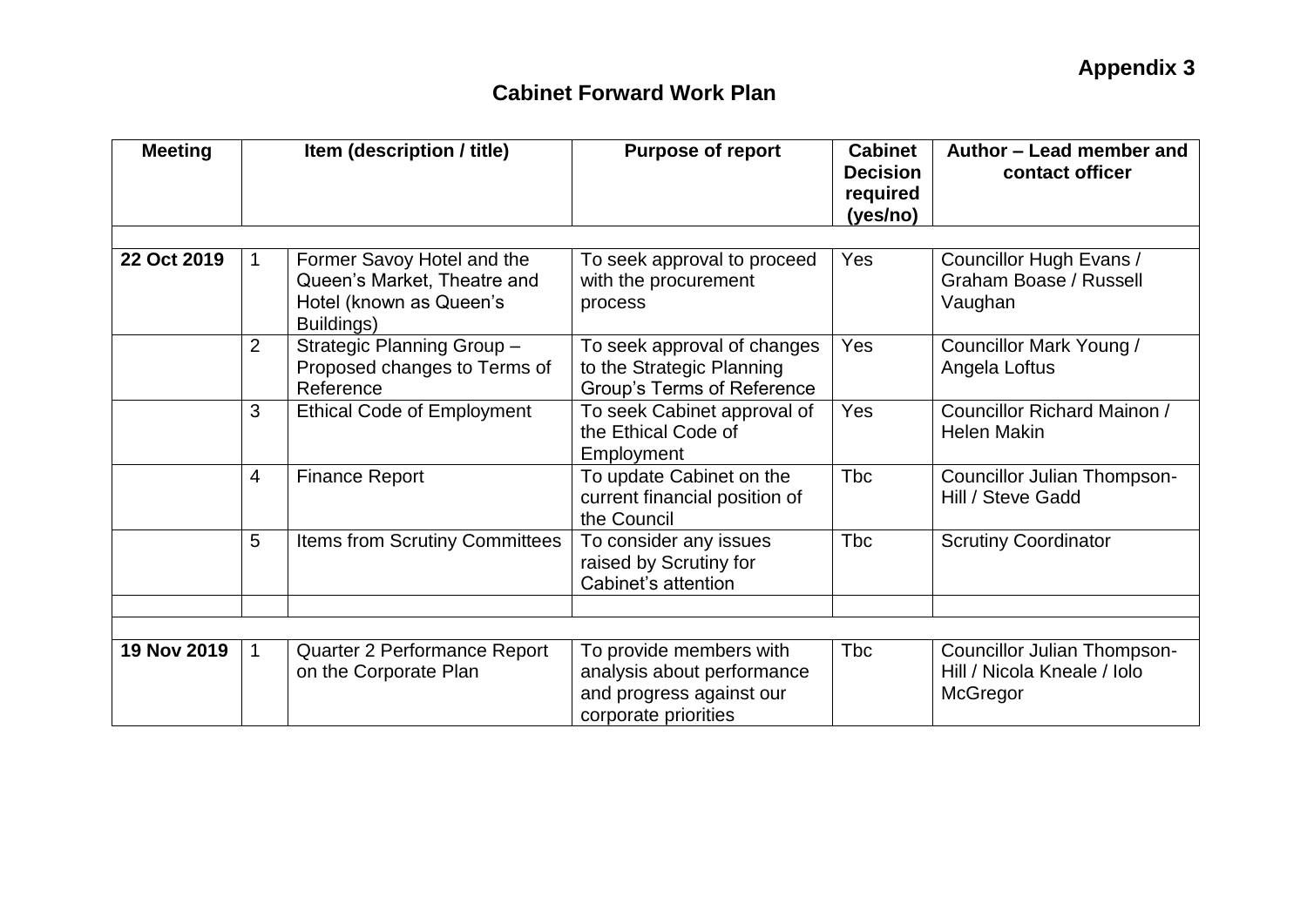**Appendix 3**

# Cabinet Forward Work Plan

| Meeting | | Item (description / title) | Purpose of report | Cabinet Decision required (yes/no) | Author – Lead member and contact officer |
|---|---|---|---|---|---|
| | | | | | |
| **22 Oct 2019** | 1 | Former Savoy Hotel and the Queen's Market, Theatre and Hotel (known as Queen's Buildings) | To seek approval to proceed with the procurement process | Yes | Councillor Hugh Evans / Graham Boase / Russell Vaughan |
| | 2 | Strategic Planning Group – Proposed changes to Terms of Reference | To seek approval of changes to the Strategic Planning Group's Terms of Reference | Yes | Councillor Mark Young / Angela Loftus |
| | 3 | Ethical Code of Employment | To seek Cabinet approval of the Ethical Code of Employment | Yes | Councillor Richard Mainon / Helen Makin |
| | 4 | Finance Report | To update Cabinet on the current financial position of the Council | Tbc | Councillor Julian Thompson-Hill / Steve Gadd |
| | 5 | Items from Scrutiny Committees | To consider any issues raised by Scrutiny for Cabinet's attention | Tbc | Scrutiny Coordinator |
| | | | | | |
| | | | | | |
| **19 Nov 2019** | 1 | Quarter 2 Performance Report on the Corporate Plan | To provide members with analysis about performance and progress against our corporate priorities | Tbc | Councillor Julian Thompson-Hill / Nicola Kneale / Iolo McGregor |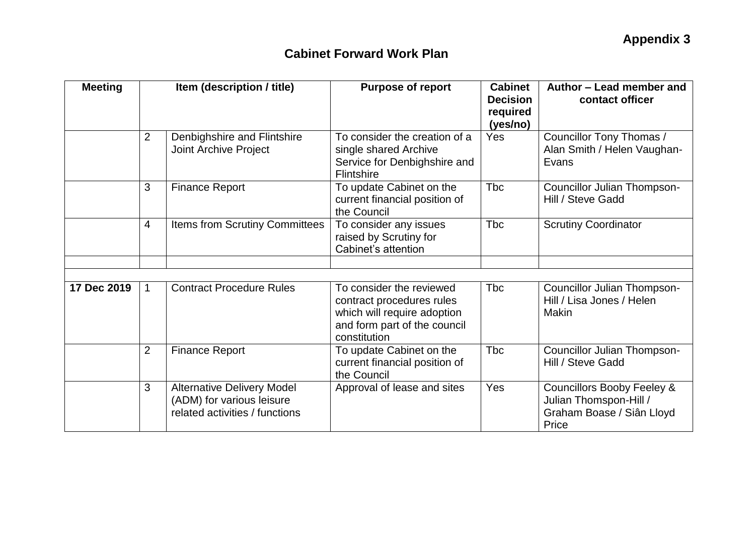**Appendix 3**

## Cabinet Forward Work Plan

| Meeting | Item (description / title) | | Purpose of report | Cabinet Decision required (yes/no) | Author – Lead member and contact officer |
|---|---|---|---|---|---|
| | 2 | Denbighshire and Flintshire Joint Archive Project | To consider the creation of a single shared Archive Service for Denbighshire and Flintshire | Yes | Councillor Tony Thomas / Alan Smith / Helen Vaughan-Evans |
| | 3 | Finance Report | To update Cabinet on the current financial position of the Council | Tbc | Councillor Julian Thompson-Hill / Steve Gadd |
| | 4 | Items from Scrutiny Committees | To consider any issues raised by Scrutiny for Cabinet's attention | Tbc | Scrutiny Coordinator |
| | | | | | |
| | | | | | |
| **17 Dec 2019** | 1 | Contract Procedure Rules | To consider the reviewed contract procedures rules which will require adoption and form part of the council constitution | Tbc | Councillor Julian Thompson-Hill / Lisa Jones / Helen Makin |
| | 2 | Finance Report | To update Cabinet on the current financial position of the Council | Tbc | Councillor Julian Thompson-Hill / Steve Gadd |
| | 3 | Alternative Delivery Model (ADM) for various leisure related activities / functions | Approval of lease and sites | Yes | Councillors Booby Feeley & Julian Thomspon-Hill / Graham Boase / Siân Lloyd Price |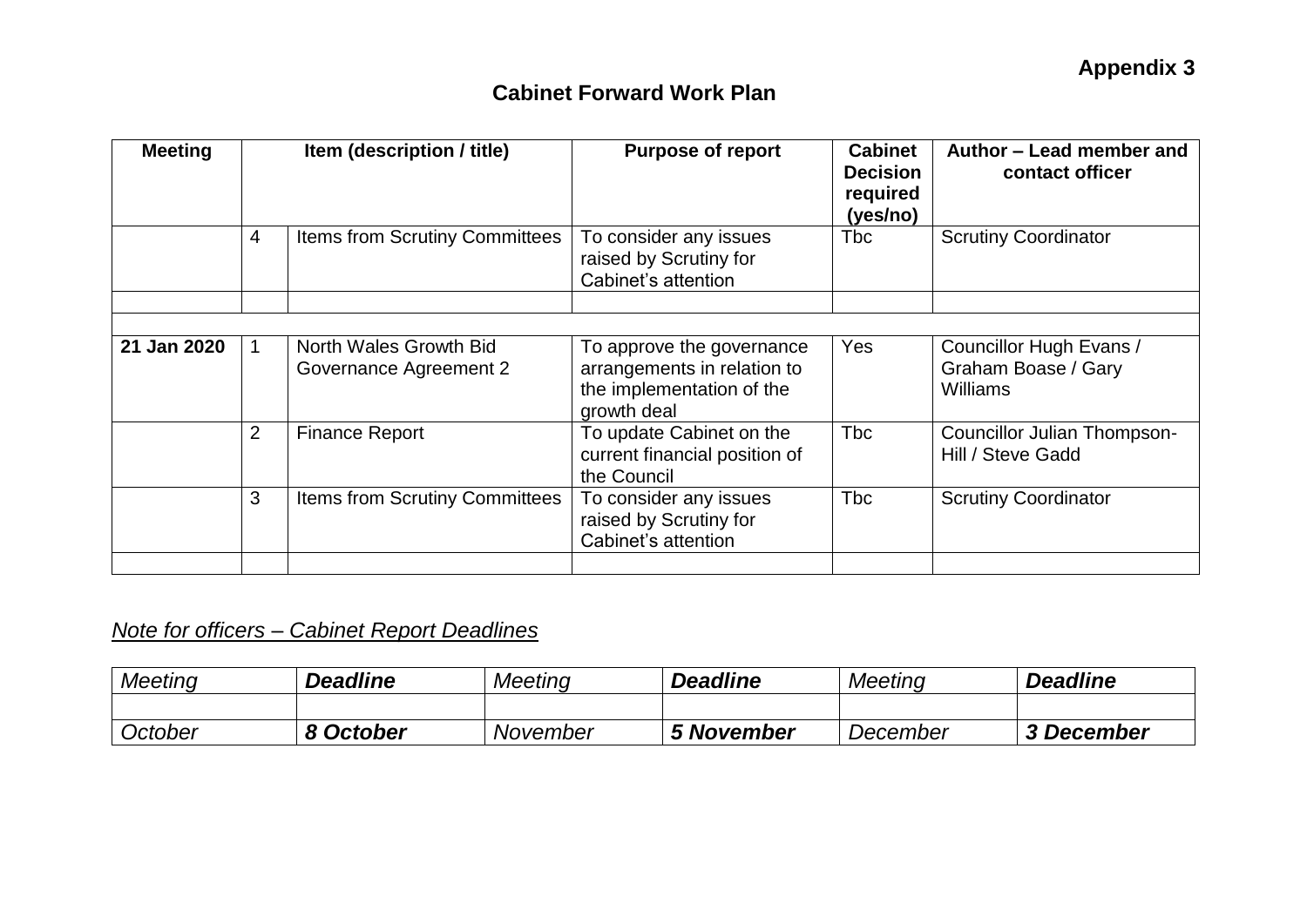**Appendix 3**

## Cabinet Forward Work Plan

| Meeting | Item (description / title) | | Purpose of report | Cabinet Decision required (yes/no) | Author – Lead member and contact officer |
|---|---|---|---|---|---|
| | 4 | Items from Scrutiny Committees | To consider any issues raised by Scrutiny for Cabinet's attention | Tbc | Scrutiny Coordinator |
| | | | | | |
| | | | | | |
| **21 Jan 2020** | 1 | North Wales Growth Bid Governance Agreement 2 | To approve the governance arrangements in relation to the implementation of the growth deal | Yes | Councillor Hugh Evans / Graham Boase / Gary Williams |
| | 2 | Finance Report | To update Cabinet on the current financial position of the Council | Tbc | Councillor Julian Thompson-Hill / Steve Gadd |
| | 3 | Items from Scrutiny Committees | To consider any issues raised by Scrutiny for Cabinet's attention | Tbc | Scrutiny Coordinator |
| | | | | | |

*<u>Note for officers – Cabinet Report Deadlines</u>*

| *Meeting* | ***Deadline*** | *Meeting* | ***Deadline*** | *Meeting* | ***Deadline*** |
|---|---|---|---|---|---|
| | | | | | |
| *October* | ***8 October*** | *November* | ***5 November*** | *December* | ***3 December*** |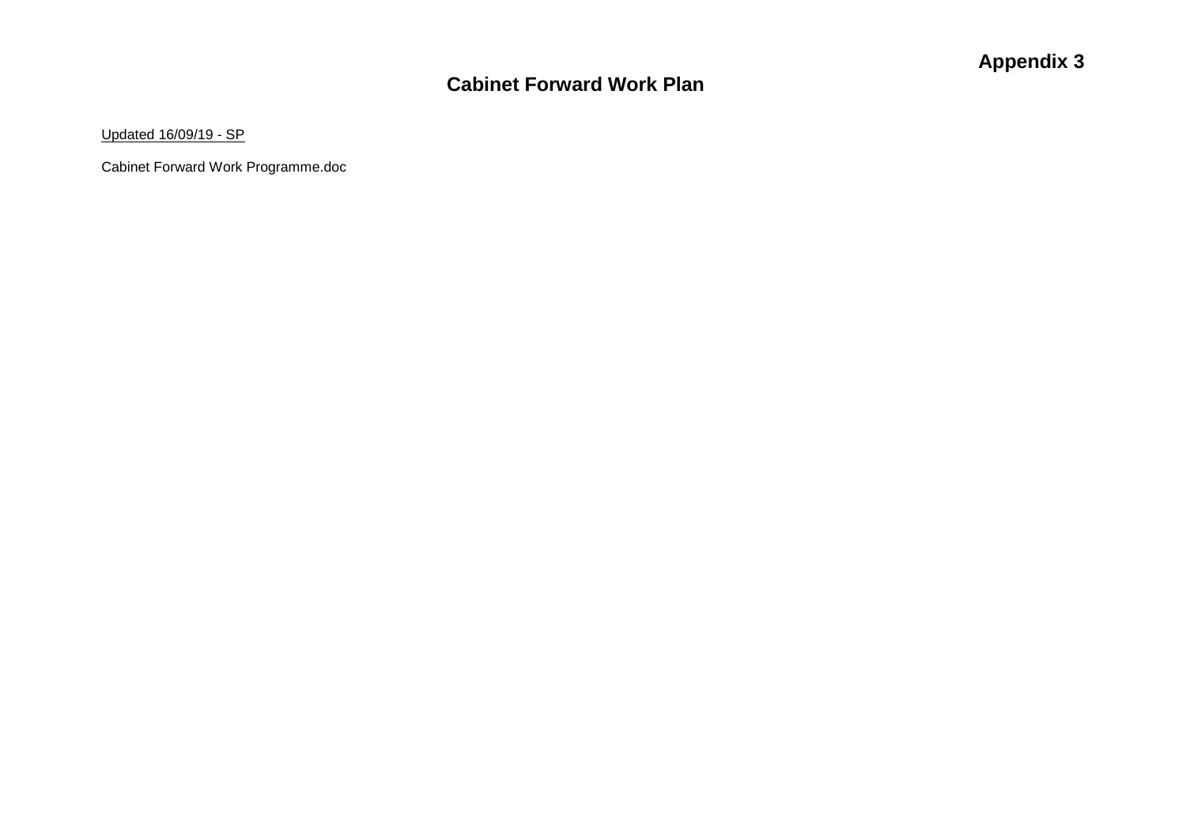**Appendix 3**

# Cabinet Forward Work Plan

Updated 16/09/19 - SP

Cabinet Forward Work Programme.doc